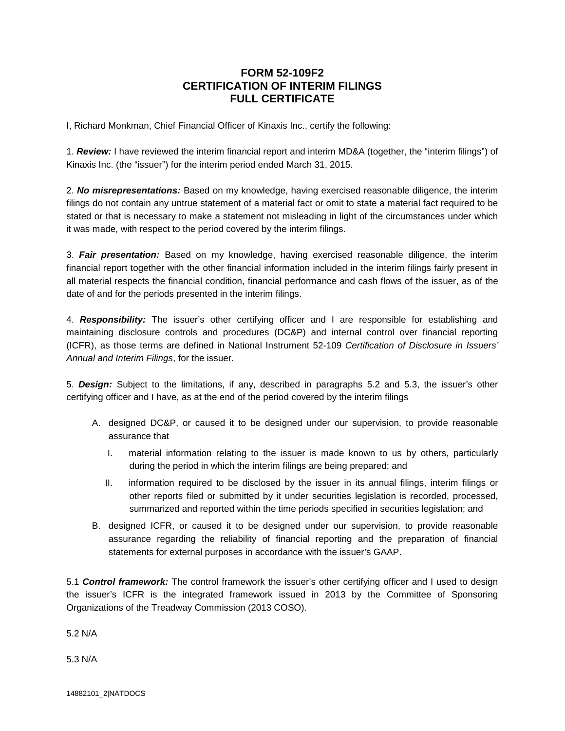# FORM 52-109F2
# CERTIFICATION OF INTERIM FILINGS
# FULL CERTIFICATE

I, Richard Monkman, Chief Financial Officer of Kinaxis Inc., certify the following:

1. ***Review:*** I have reviewed the interim financial report and interim MD&A (together, the "interim filings") of Kinaxis Inc. (the "issuer") for the interim period ended March 31, 2015.

2. ***No misrepresentations:*** Based on my knowledge, having exercised reasonable diligence, the interim filings do not contain any untrue statement of a material fact or omit to state a material fact required to be stated or that is necessary to make a statement not misleading in light of the circumstances under which it was made, with respect to the period covered by the interim filings.

3. ***Fair presentation:*** Based on my knowledge, having exercised reasonable diligence, the interim financial report together with the other financial information included in the interim filings fairly present in all material respects the financial condition, financial performance and cash flows of the issuer, as of the date of and for the periods presented in the interim filings.

4. ***Responsibility:*** The issuer's other certifying officer and I are responsible for establishing and maintaining disclosure controls and procedures (DC&P) and internal control over financial reporting (ICFR), as those terms are defined in National Instrument 52-109 *Certification of Disclosure in Issuers' Annual and Interim Filings*, for the issuer.

5. ***Design:*** Subject to the limitations, if any, described in paragraphs 5.2 and 5.3, the issuer's other certifying officer and I have, as at the end of the period covered by the interim filings

   A. designed DC&P, or caused it to be designed under our supervision, to provide reasonable assurance that

      I. material information relating to the issuer is made known to us by others, particularly during the period in which the interim filings are being prepared; and

      II. information required to be disclosed by the issuer in its annual filings, interim filings or other reports filed or submitted by it under securities legislation is recorded, processed, summarized and reported within the time periods specified in securities legislation; and

   B. designed ICFR, or caused it to be designed under our supervision, to provide reasonable assurance regarding the reliability of financial reporting and the preparation of financial statements for external purposes in accordance with the issuer's GAAP.

5.1 ***Control framework:*** The control framework the issuer's other certifying officer and I used to design the issuer's ICFR is the integrated framework issued in 2013 by the Committee of Sponsoring Organizations of the Treadway Commission (2013 COSO).

5.2 N/A

5.3 N/A

14882101_2|NATDOCS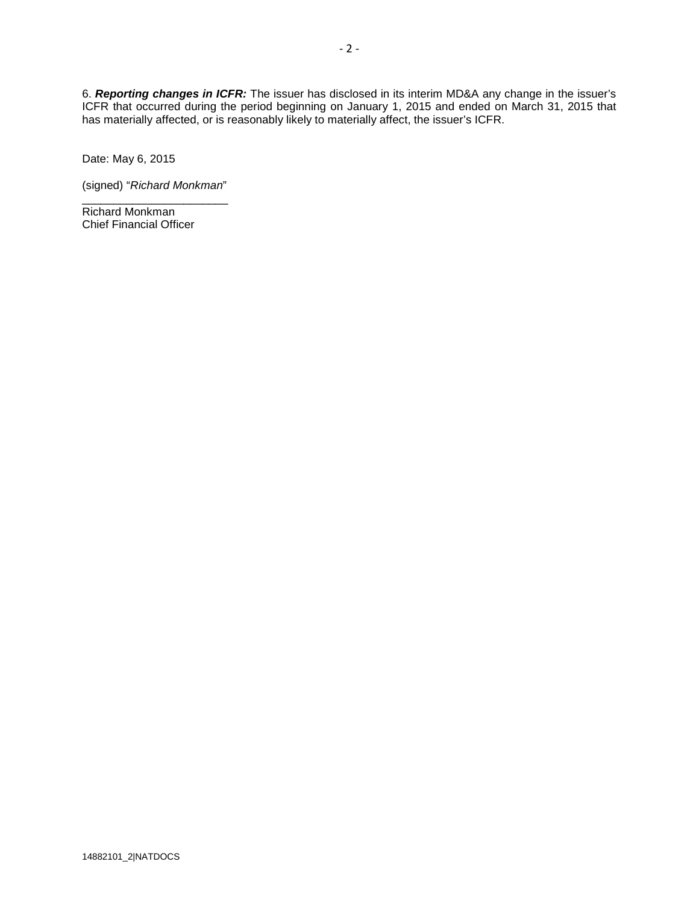6. ***Reporting changes in ICFR:*** The issuer has disclosed in its interim MD&A any change in the issuer's ICFR that occurred during the period beginning on January 1, 2015 and ended on March 31, 2015 that has materially affected, or is reasonably likely to materially affect, the issuer's ICFR.

Date: May 6, 2015

(signed) "*Richard Monkman*"

______________________

Richard Monkman
Chief Financial Officer

14882101_2|NATDOCS